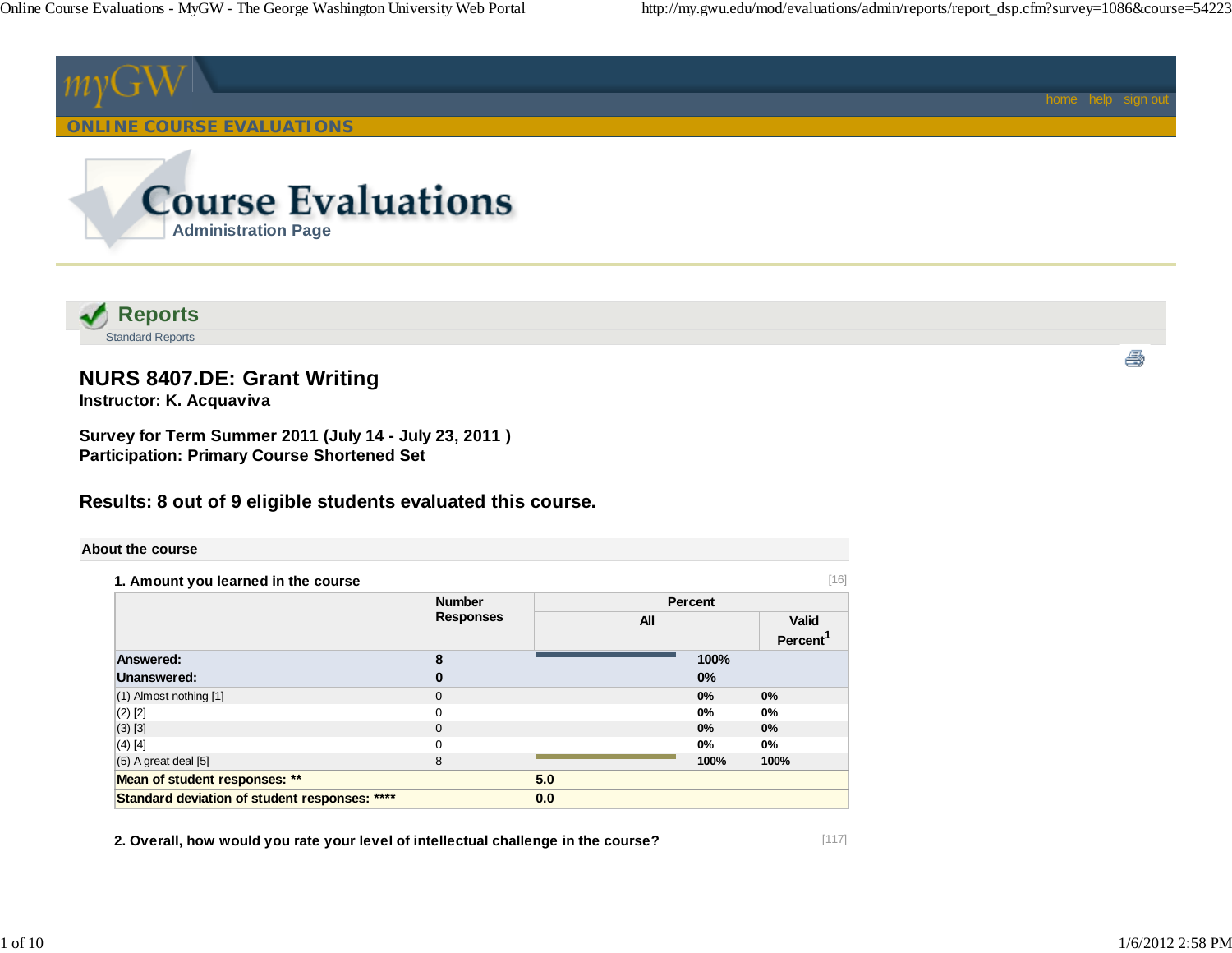ONLINE COURSE EVALUATIONS

# Course Evaluations

Administration Page

## Reports

Standard Reports

# NURS 8407.DE: Grant Writing

**Instructor: K. Acquaviva**

**Survey for Term Summer 2011 (July 14 - July 23, 2011 )**
**Participation: Primary Course Shortened Set**

## Results: 8 out of 9 eligible students evaluated this course.

### About the course

**1. Amount you learned in the course** [16]

| | Number Responses | Percent All | | Valid Percent[1] |
|---|---|---|---|---|
| **Answered:** | **8** | | **100%** | |
| **Unanswered:** | **0** | | **0%** | |
| (1) Almost nothing [1] | 0 | | 0% | 0% |
| (2) [2] | 0 | | 0% | 0% |
| (3) [3] | 0 | | 0% | 0% |
| (4) [4] | 0 | | 0% | 0% |
| (5) A great deal [5] | 8 | | 100% | 100% |
| **Mean of student responses: \*\*** | | **5.0** | | |
| **Standard deviation of student responses: \*\*\*\*** | | **0.0** | | |

**2. Overall, how would you rate your level of intellectual challenge in the course?** [117]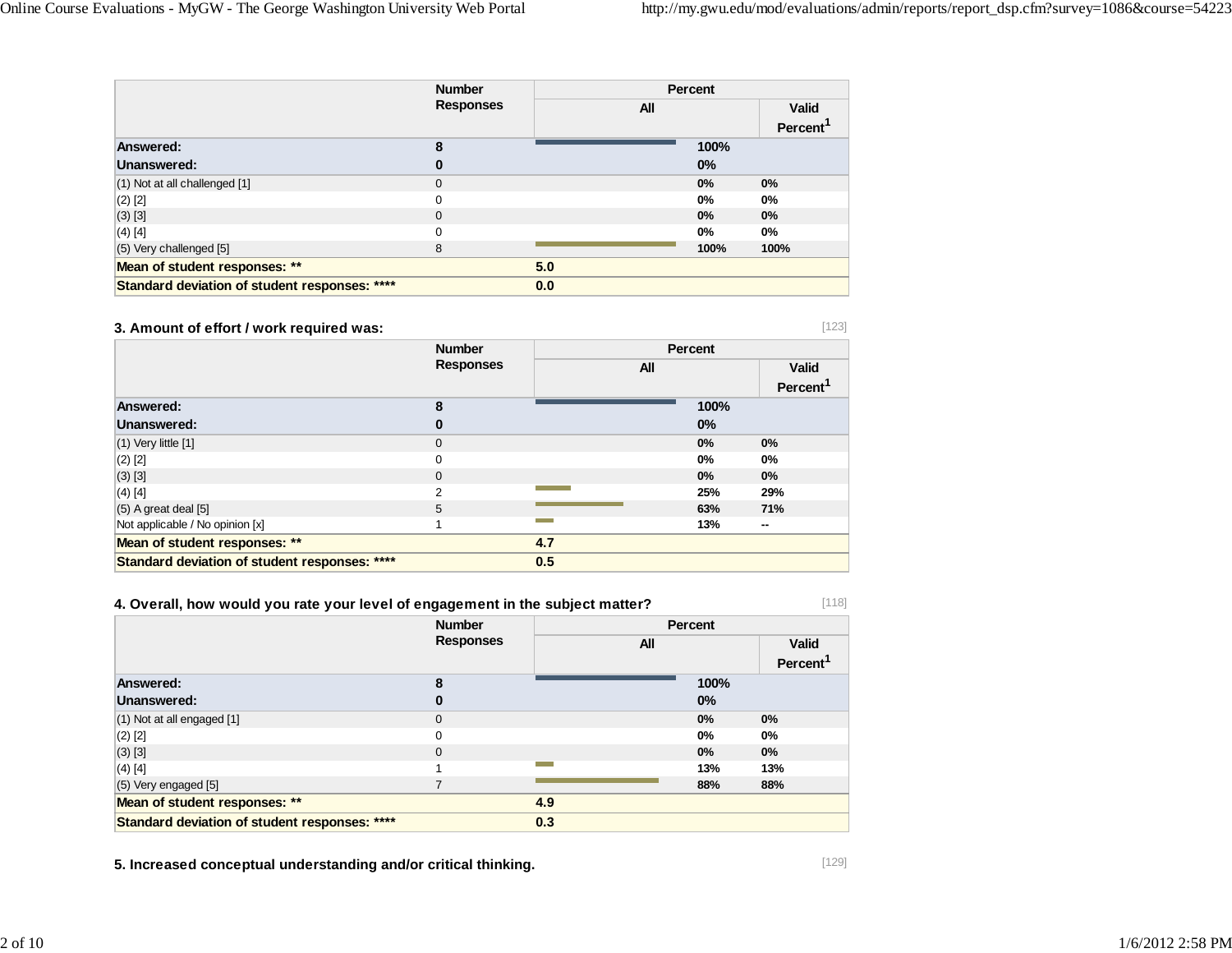| | Number Responses | Percent | |
|---|---|---|---|
| | | All | Valid Percent[1] |
| **Answered:** | **8** | **100%** | |
| **Unanswered:** | **0** | **0%** | |
| (1) Not at all challenged [1] | 0 | 0% | 0% |
| (2) [2] | 0 | 0% | 0% |
| (3) [3] | 0 | 0% | 0% |
| (4) [4] | 0 | 0% | 0% |
| (5) Very challenged [5] | 8 | 100% | 100% |
| **Mean of student responses: ** ** | | **5.0** | |
| **Standard deviation of student responses: **** ** | | **0.0** | |

### 3. Amount of effort / work required was:

[123]

| | Number Responses | Percent | |
|---|---|---|---|
| | | All | Valid Percent[1] |
| **Answered:** | **8** | **100%** | |
| **Unanswered:** | **0** | **0%** | |
| (1) Very little [1] | 0 | 0% | 0% |
| (2) [2] | 0 | 0% | 0% |
| (3) [3] | 0 | 0% | 0% |
| (4) [4] | 2 | 25% | 29% |
| (5) A great deal [5] | 5 | 63% | 71% |
| Not applicable / No opinion [x] | 1 | 13% | -- |
| **Mean of student responses: ** ** | | **4.7** | |
| **Standard deviation of student responses: **** ** | | **0.5** | |

### 4. Overall, how would you rate your level of engagement in the subject matter?

[118]

| | Number Responses | Percent | |
|---|---|---|---|
| | | All | Valid Percent[1] |
| **Answered:** | **8** | **100%** | |
| **Unanswered:** | **0** | **0%** | |
| (1) Not at all engaged [1] | 0 | 0% | 0% |
| (2) [2] | 0 | 0% | 0% |
| (3) [3] | 0 | 0% | 0% |
| (4) [4] | 1 | 13% | 13% |
| (5) Very engaged [5] | 7 | 88% | 88% |
| **Mean of student responses: ** ** | | **4.9** | |
| **Standard deviation of student responses: **** ** | | **0.3** | |

### 5. Increased conceptual understanding and/or critical thinking.

[129]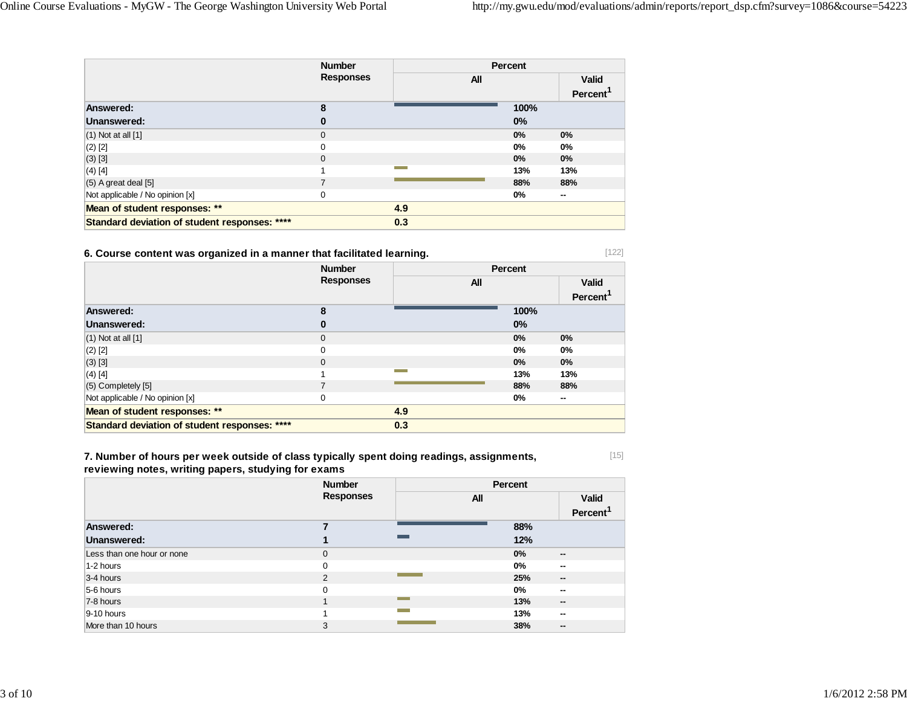| | Number Responses | Percent All | Valid Percent[1] |
|---|---|---|---|
| **Answered:** | **8** | **100%** | |
| **Unanswered:** | **0** | **0%** | |
| (1) Not at all [1] | 0 | 0% | 0% |
| (2) [2] | 0 | 0% | 0% |
| (3) [3] | 0 | 0% | 0% |
| (4) [4] | 1 | 13% | 13% |
| (5) A great deal [5] | 7 | 88% | 88% |
| Not applicable / No opinion [x] | 0 | 0% | -- |
| **Mean of student responses: \*\*** | | **4.9** | |
| **Standard deviation of student responses: \*\*\*\*** | | **0.3** | |

**6. Course content was organized in a manner that facilitated learning.** [122]

| | Number Responses | Percent All | Valid Percent[1] |
|---|---|---|---|
| **Answered:** | **8** | **100%** | |
| **Unanswered:** | **0** | **0%** | |
| (1) Not at all [1] | 0 | 0% | 0% |
| (2) [2] | 0 | 0% | 0% |
| (3) [3] | 0 | 0% | 0% |
| (4) [4] | 1 | 13% | 13% |
| (5) Completely [5] | 7 | 88% | 88% |
| Not applicable / No opinion [x] | 0 | 0% | -- |
| **Mean of student responses: \*\*** | | **4.9** | |
| **Standard deviation of student responses: \*\*\*\*** | | **0.3** | |

**7. Number of hours per week outside of class typically spent doing readings, assignments, reviewing notes, writing papers, studying for exams** [15]

| | Number Responses | Percent All | Valid Percent[1] |
|---|---|---|---|
| **Answered:** | **7** | **88%** | |
| **Unanswered:** | **1** | **12%** | |
| Less than one hour or none | 0 | 0% | -- |
| 1-2 hours | 0 | 0% | -- |
| 3-4 hours | 2 | 25% | -- |
| 5-6 hours | 0 | 0% | -- |
| 7-8 hours | 1 | 13% | -- |
| 9-10 hours | 1 | 13% | -- |
| More than 10 hours | 3 | 38% | -- |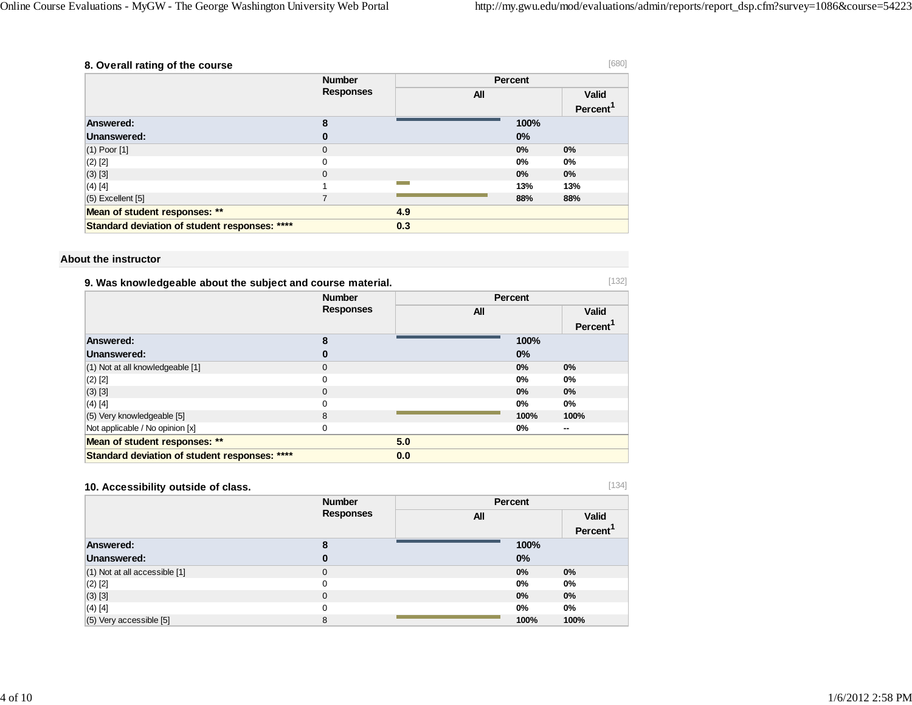### 8. Overall rating of the course

[680]

| | Number Responses | Percent | |
|---|---|---|---|
| | | All | Valid Percent[1] |
| **Answered:** | **8** | **100%** | |
| **Unanswered:** | **0** | **0%** | |
| (1) Poor [1] | 0 | **0%** | **0%** |
| (2) [2] | 0 | **0%** | **0%** |
| (3) [3] | 0 | **0%** | **0%** |
| (4) [4] | 1 | **13%** | **13%** |
| (5) Excellent [5] | 7 | **88%** | **88%** |
| **Mean of student responses: \*\*** | **4.9** | | |
| **Standard deviation of student responses: \*\*\*\*** | **0.3** | | |

## About the instructor

### 9. Was knowledgeable about the subject and course material.

[132]

| | Number Responses | Percent | |
|---|---|---|---|
| | | All | Valid Percent[1] |
| **Answered:** | **8** | **100%** | |
| **Unanswered:** | **0** | **0%** | |
| (1) Not at all knowledgeable [1] | 0 | **0%** | **0%** |
| (2) [2] | 0 | **0%** | **0%** |
| (3) [3] | 0 | **0%** | **0%** |
| (4) [4] | 0 | **0%** | **0%** |
| (5) Very knowledgeable [5] | 8 | **100%** | **100%** |
| Not applicable / No opinion [x] | 0 | **0%** | **--** |
| **Mean of student responses: \*\*** | **5.0** | | |
| **Standard deviation of student responses: \*\*\*\*** | **0.0** | | |

### 10. Accessibility outside of class.

[134]

| | Number Responses | Percent | |
|---|---|---|---|
| | | All | Valid Percent[1] |
| **Answered:** | **8** | **100%** | |
| **Unanswered:** | **0** | **0%** | |
| (1) Not at all accessible [1] | 0 | **0%** | **0%** |
| (2) [2] | 0 | **0%** | **0%** |
| (3) [3] | 0 | **0%** | **0%** |
| (4) [4] | 0 | **0%** | **0%** |
| (5) Very accessible [5] | 8 | **100%** | **100%** |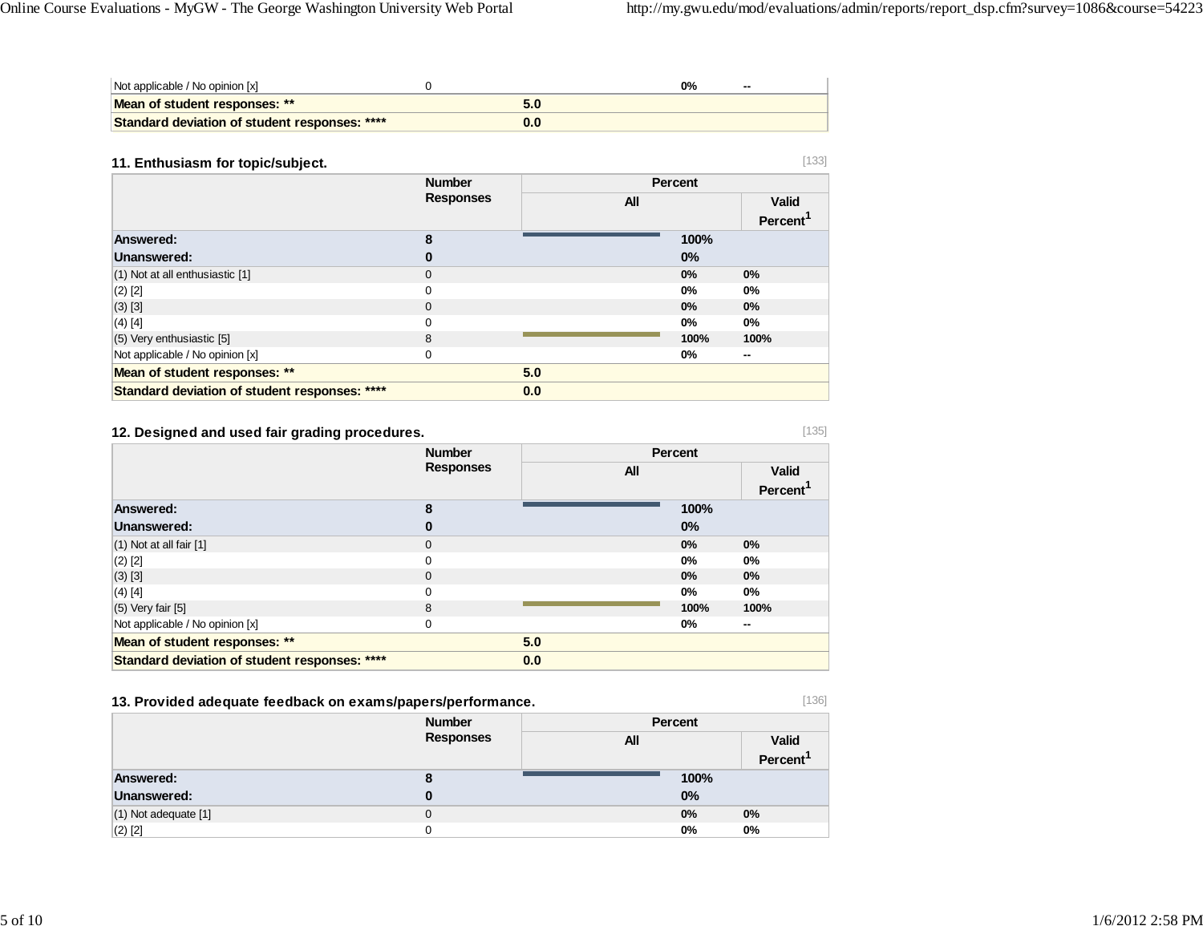| | | | |
|---|---|---|---|
| Not applicable / No opinion [x] | 0 | 0% | -- |
| **Mean of student responses: \*\*** | **5.0** | | |
| **Standard deviation of student responses: \*\*\*\*** | **0.0** | | |

### 11. Enthusiasm for topic/subject.

[133]

| | Number Responses | Percent | |
|---|---|---|---|
| | | All | Valid Percent[1] |
| **Answered:** | **8** | **100%** | |
| **Unanswered:** | **0** | **0%** | |
| (1) Not at all enthusiastic [1] | 0 | 0% | 0% |
| (2) [2] | 0 | 0% | 0% |
| (3) [3] | 0 | 0% | 0% |
| (4) [4] | 0 | 0% | 0% |
| (5) Very enthusiastic [5] | 8 | 100% | 100% |
| Not applicable / No opinion [x] | 0 | 0% | -- |
| **Mean of student responses: \*\*** | **5.0** | | |
| **Standard deviation of student responses: \*\*\*\*** | **0.0** | | |

### 12. Designed and used fair grading procedures.

[135]

| | Number Responses | Percent | |
|---|---|---|---|
| | | All | Valid Percent[1] |
| **Answered:** | **8** | **100%** | |
| **Unanswered:** | **0** | **0%** | |
| (1) Not at all fair [1] | 0 | 0% | 0% |
| (2) [2] | 0 | 0% | 0% |
| (3) [3] | 0 | 0% | 0% |
| (4) [4] | 0 | 0% | 0% |
| (5) Very fair [5] | 8 | 100% | 100% |
| Not applicable / No opinion [x] | 0 | 0% | -- |
| **Mean of student responses: \*\*** | **5.0** | | |
| **Standard deviation of student responses: \*\*\*\*** | **0.0** | | |

### 13. Provided adequate feedback on exams/papers/performance.

[136]

| | Number Responses | Percent | |
|---|---|---|---|
| | | All | Valid Percent[1] |
| **Answered:** | **8** | **100%** | |
| **Unanswered:** | **0** | **0%** | |
| (1) Not adequate [1] | 0 | 0% | 0% |
| (2) [2] | 0 | 0% | 0% |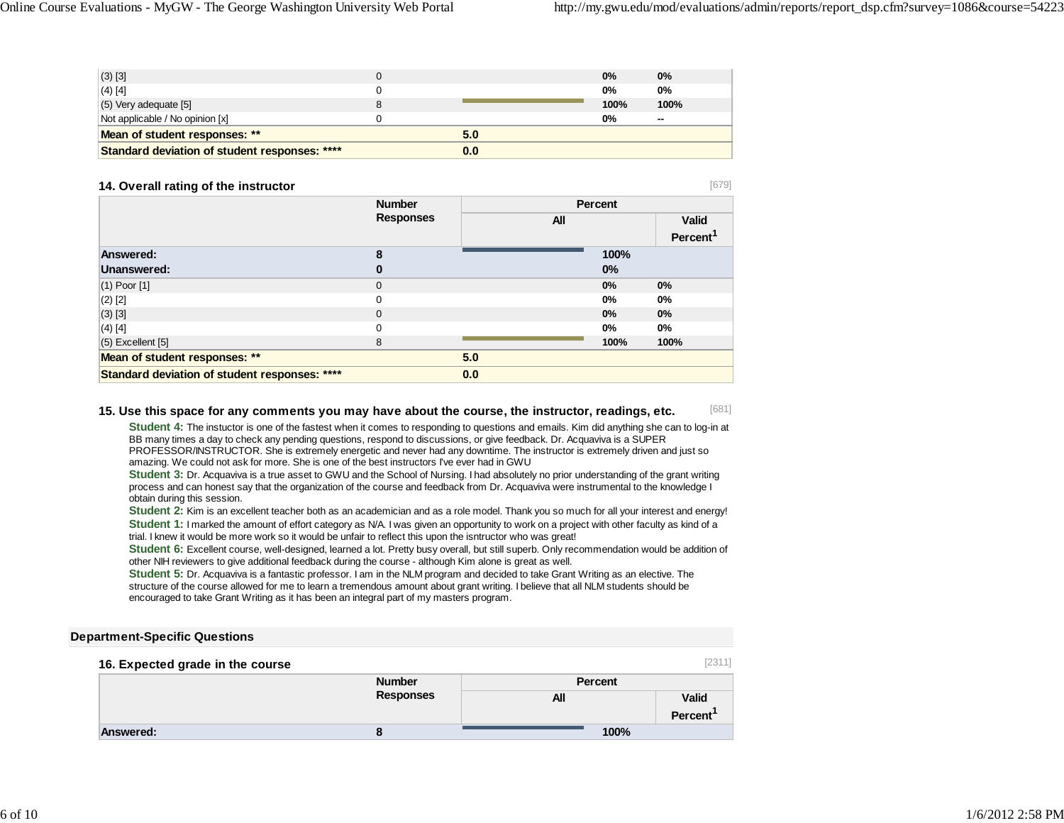| | | | | |
|---|---|---|---|---|
| (3) [3] | 0 | | 0% | 0% |
| (4) [4] | 0 | | 0% | 0% |
| (5) Very adequate [5] | 8 | | 100% | 100% |
| Not applicable / No opinion [x] | 0 | | 0% | -- |
| **Mean of student responses: \*\*** | | **5.0** | | |
| **Standard deviation of student responses: \*\*\*\*** | | **0.0** | | |

### 14. Overall rating of the instructor

[679]

| | Number Responses | Percent | | |
|---|---|---|---|---|
| | | All | | Valid Percent[1] |
| **Answered:** | **8** | | **100%** | |
| **Unanswered:** | **0** | | **0%** | |
| (1) Poor [1] | 0 | | 0% | 0% |
| (2) [2] | 0 | | 0% | 0% |
| (3) [3] | 0 | | 0% | 0% |
| (4) [4] | 0 | | 0% | 0% |
| (5) Excellent [5] | 8 | | 100% | 100% |
| **Mean of student responses: \*\*** | | **5.0** | | |
| **Standard deviation of student responses: \*\*\*\*** | | **0.0** | | |

### 15. Use this space for any comments you may have about the course, the instructor, readings, etc.

[681]

**Student 4:** The instuctor is one of the fastest when it comes to responding to questions and emails. Kim did anything she can to log-in at BB many times a day to check any pending questions, respond to discussions, or give feedback. Dr. Acquaviva is a SUPER PROFESSOR/INSTRUCTOR. She is extremely energetic and never had any downtime. The instructor is extremely driven and just so amazing. We could not ask for more. She is one of the best instructors I've ever had in GWU

**Student 3:** Dr. Acquaviva is a true asset to GWU and the School of Nursing. I had absolutely no prior understanding of the grant writing process and can honest say that the organization of the course and feedback from Dr. Acquaviva were instrumental to the knowledge I obtain during this session.

**Student 2:** Kim is an excellent teacher both as an academician and as a role model. Thank you so much for all your interest and energy!

**Student 1:** I marked the amount of effort category as N/A. I was given an opportunity to work on a project with other faculty as kind of a trial. I knew it would be more work so it would be unfair to reflect this upon the isntructor who was great!

**Student 6:** Excellent course, well-designed, learned a lot. Pretty busy overall, but still superb. Only recommendation would be addition of other NIH reviewers to give additional feedback during the course - although Kim alone is great as well.

**Student 5:** Dr. Acquaviva is a fantastic professor. I am in the NLM program and decided to take Grant Writing as an elective. The structure of the course allowed for me to learn a tremendous amount about grant writing. I believe that all NLM students should be encouraged to take Grant Writing as it has been an integral part of my masters program.

## Department-Specific Questions

### 16. Expected grade in the course

[2311]

| | Number Responses | Percent | | |
|---|---|---|---|---|
| | | All | | Valid Percent[1] |
| **Answered:** | **8** | | **100%** | |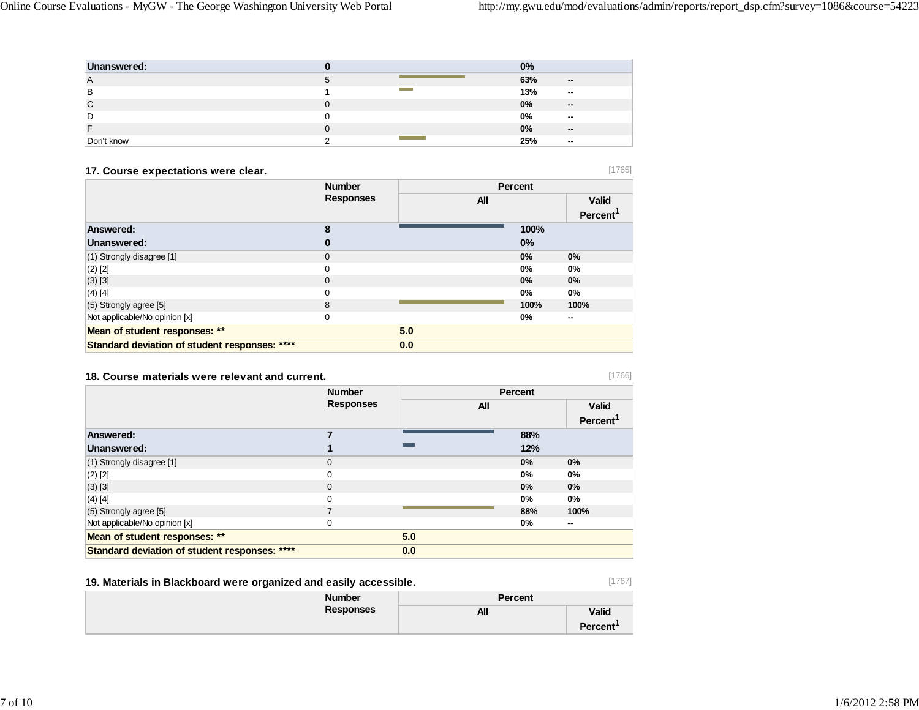| | | | |
|---|---|---|---|
| Unanswered: | 0 | 0% | |
| A | 5 | 63% | -- |
| B | 1 | 13% | -- |
| C | 0 | 0% | -- |
| D | 0 | 0% | -- |
| F | 0 | 0% | -- |
| Don't know | 2 | 25% | -- |

### 17. Course expectations were clear.

[1765]

| | Number Responses | Percent | |
|---|---|---|---|
| | | All | Valid Percent[1] |
| Answered: | 8 | 100% | |
| Unanswered: | 0 | 0% | |
| (1) Strongly disagree [1] | 0 | 0% | 0% |
| (2) [2] | 0 | 0% | 0% |
| (3) [3] | 0 | 0% | 0% |
| (4) [4] | 0 | 0% | 0% |
| (5) Strongly agree [5] | 8 | 100% | 100% |
| Not applicable/No opinion [x] | 0 | 0% | -- |
| Mean of student responses: ** | | 5.0 | |
| Standard deviation of student responses: **** | | 0.0 | |

### 18. Course materials were relevant and current.

[1766]

| | Number Responses | Percent | |
|---|---|---|---|
| | | All | Valid Percent[1] |
| Answered: | 7 | 88% | |
| Unanswered: | 1 | 12% | |
| (1) Strongly disagree [1] | 0 | 0% | 0% |
| (2) [2] | 0 | 0% | 0% |
| (3) [3] | 0 | 0% | 0% |
| (4) [4] | 0 | 0% | 0% |
| (5) Strongly agree [5] | 7 | 88% | 100% |
| Not applicable/No opinion [x] | 0 | 0% | -- |
| Mean of student responses: ** | | 5.0 | |
| Standard deviation of student responses: **** | | 0.0 | |

### 19. Materials in Blackboard were organized and easily accessible.

[1767]

| | Number Responses | Percent | |
|---|---|---|---|
| | | All | Valid Percent[1] |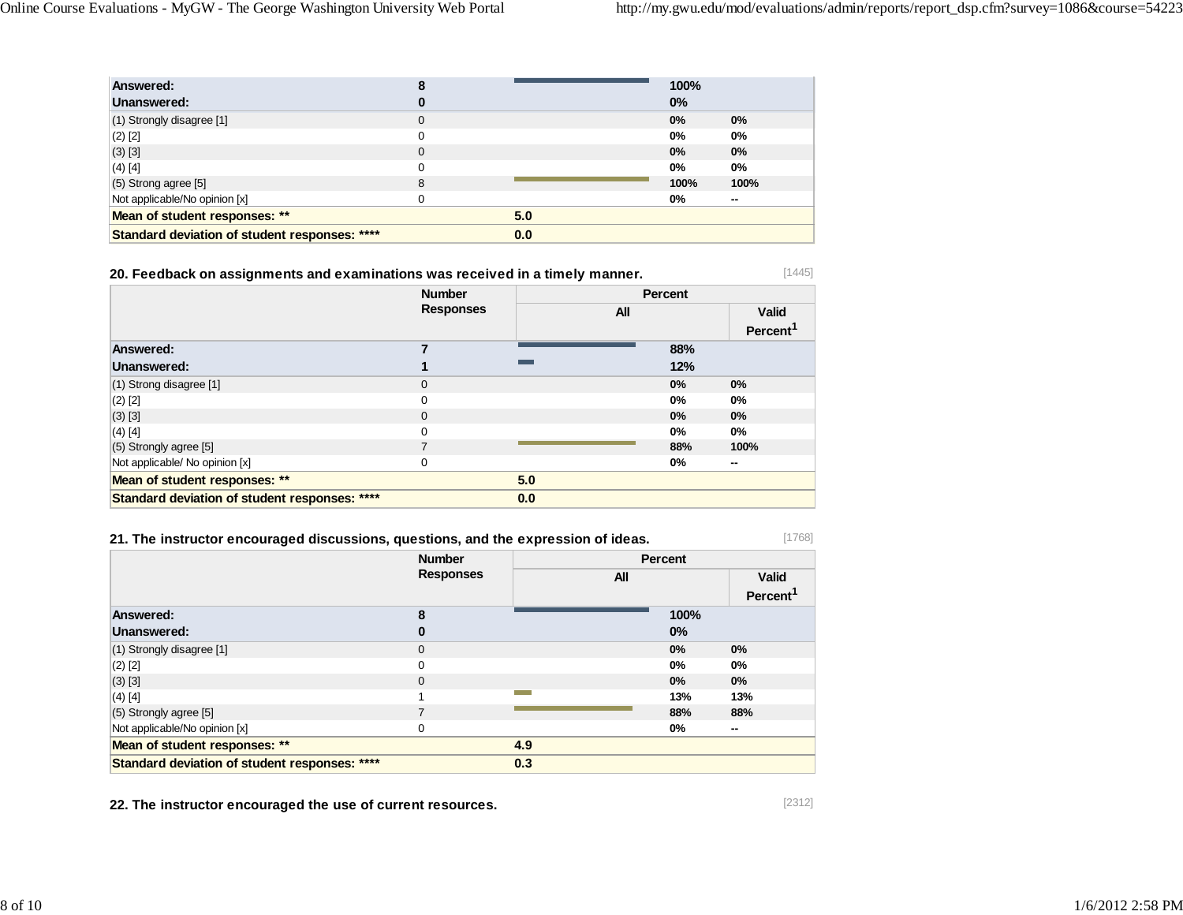| | Number Responses | Percent All | Valid Percent[1] |
|---|---|---|---|
| **Answered:** | **8** | **100%** | |
| **Unanswered:** | **0** | **0%** | |
| (1) Strongly disagree [1] | 0 | **0%** | **0%** |
| (2) [2] | 0 | **0%** | **0%** |
| (3) [3] | 0 | **0%** | **0%** |
| (4) [4] | 0 | **0%** | **0%** |
| (5) Strong agree [5] | 8 | **100%** | **100%** |
| Not applicable/No opinion [x] | 0 | **0%** | **--** |
| **Mean of student responses: **** | | **5.0** | |
| **Standard deviation of student responses: ******** | | **0.0** | |

**20. Feedback on assignments and examinations was received in a timely manner.** [1445]

| | Number Responses | Percent | |
|---|---|---|---|
| | | All | Valid Percent[1] |
| **Answered:** | **7** | **88%** | |
| **Unanswered:** | **1** | **12%** | |
| (1) Strong disagree [1] | 0 | **0%** | **0%** |
| (2) [2] | 0 | **0%** | **0%** |
| (3) [3] | 0 | **0%** | **0%** |
| (4) [4] | 0 | **0%** | **0%** |
| (5) Strongly agree [5] | 7 | **88%** | **100%** |
| Not applicable/ No opinion [x] | 0 | **0%** | **--** |
| **Mean of student responses: **** | | **5.0** | |
| **Standard deviation of student responses: ******** | | **0.0** | |

**21. The instructor encouraged discussions, questions, and the expression of ideas.** [1768]

| | Number Responses | Percent | |
|---|---|---|---|
| | | All | Valid Percent[1] |
| **Answered:** | **8** | **100%** | |
| **Unanswered:** | **0** | **0%** | |
| (1) Strongly disagree [1] | 0 | **0%** | **0%** |
| (2) [2] | 0 | **0%** | **0%** |
| (3) [3] | 0 | **0%** | **0%** |
| (4) [4] | 1 | **13%** | **13%** |
| (5) Strongly agree [5] | 7 | **88%** | **88%** |
| Not applicable/No opinion [x] | 0 | **0%** | **--** |
| **Mean of student responses: **** | | **4.9** | |
| **Standard deviation of student responses: ******** | | **0.3** | |

**22. The instructor encouraged the use of current resources.** [2312]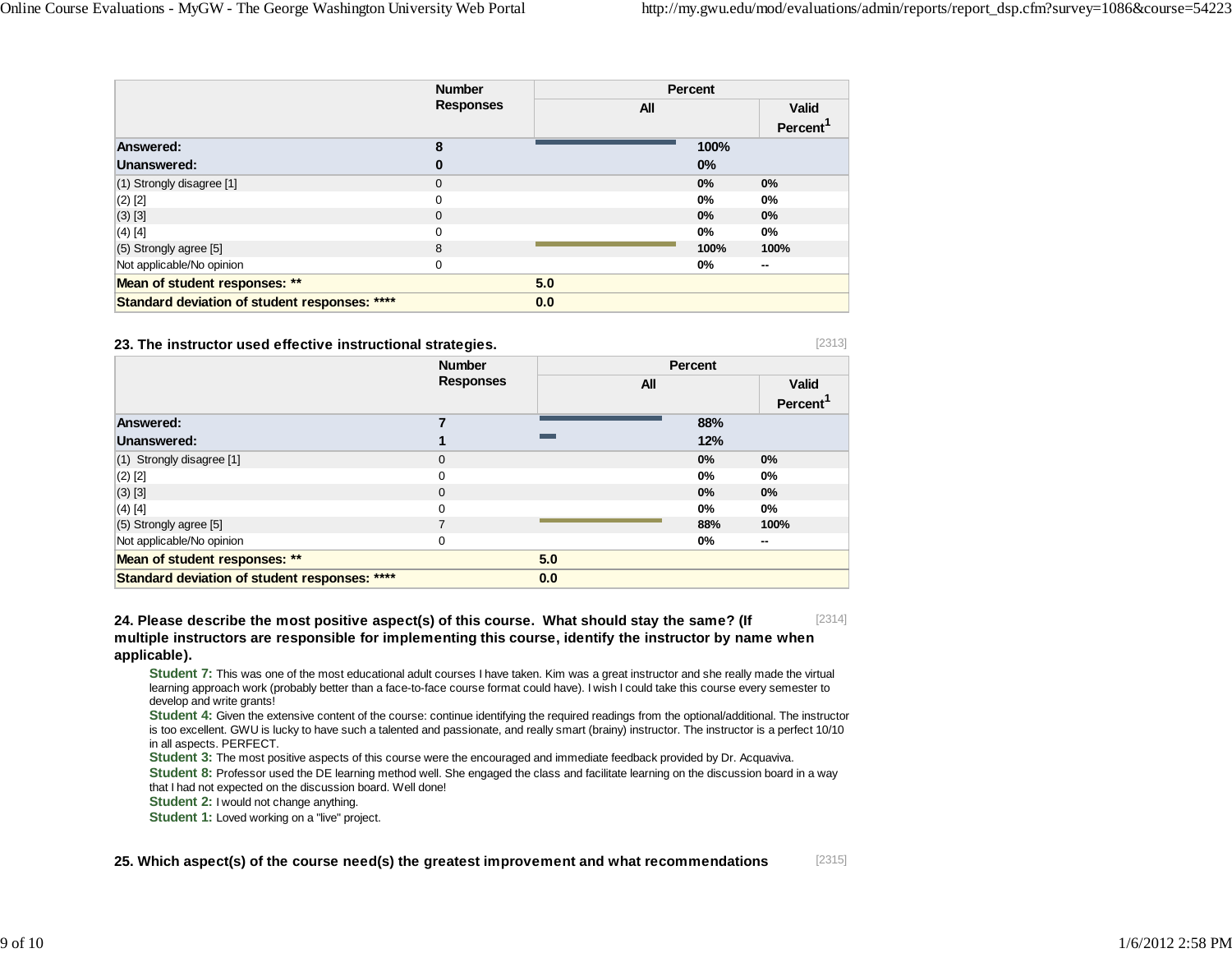| | Number Responses | Percent | |
|---|---|---|---|
| | | All | Valid Percent[1] |
| **Answered:** | **8** | **100%** | |
| **Unanswered:** | **0** | **0%** | |
| (1) Strongly disagree [1] | 0 | 0% | 0% |
| (2) [2] | 0 | 0% | 0% |
| (3) [3] | 0 | 0% | 0% |
| (4) [4] | 0 | 0% | 0% |
| (5) Strongly agree [5] | 8 | 100% | 100% |
| Not applicable/No opinion | 0 | 0% | -- |
| **Mean of student responses: **** | **5.0** | | |
| **Standard deviation of student responses: ******** | **0.0** | | |

### 23. The instructor used effective instructional strategies.

[2313]

| | Number Responses | Percent | |
|---|---|---|---|
| | | All | Valid Percent[1] |
| **Answered:** | **7** | **88%** | |
| **Unanswered:** | **1** | **12%** | |
| (1) Strongly disagree [1] | 0 | 0% | 0% |
| (2) [2] | 0 | 0% | 0% |
| (3) [3] | 0 | 0% | 0% |
| (4) [4] | 0 | 0% | 0% |
| (5) Strongly agree [5] | 7 | 88% | 100% |
| Not applicable/No opinion | 0 | 0% | -- |
| **Mean of student responses: **** | **5.0** | | |
| **Standard deviation of student responses: ******** | **0.0** | | |

### 24. Please describe the most positive aspect(s) of this course. What should stay the same? (If multiple instructors are responsible for implementing this course, identify the instructor by name when applicable).

[2314]

**Student 7:** This was one of the most educational adult courses I have taken. Kim was a great instructor and she really made the virtual learning approach work (probably better than a face-to-face course format could have). I wish I could take this course every semester to develop and write grants!

**Student 4:** Given the extensive content of the course: continue identifying the required readings from the optional/additional. The instructor is too excellent. GWU is lucky to have such a talented and passionate, and really smart (brainy) instructor. The instructor is a perfect 10/10 in all aspects. PERFECT.

**Student 3:** The most positive aspects of this course were the encouraged and immediate feedback provided by Dr. Acquaviva.

**Student 8:** Professor used the DE learning method well. She engaged the class and facilitate learning on the discussion board in a way that I had not expected on the discussion board. Well done!

**Student 2:** I would not change anything.

**Student 1:** Loved working on a "live" project.

### 25. Which aspect(s) of the course need(s) the greatest improvement and what recommendations

[2315]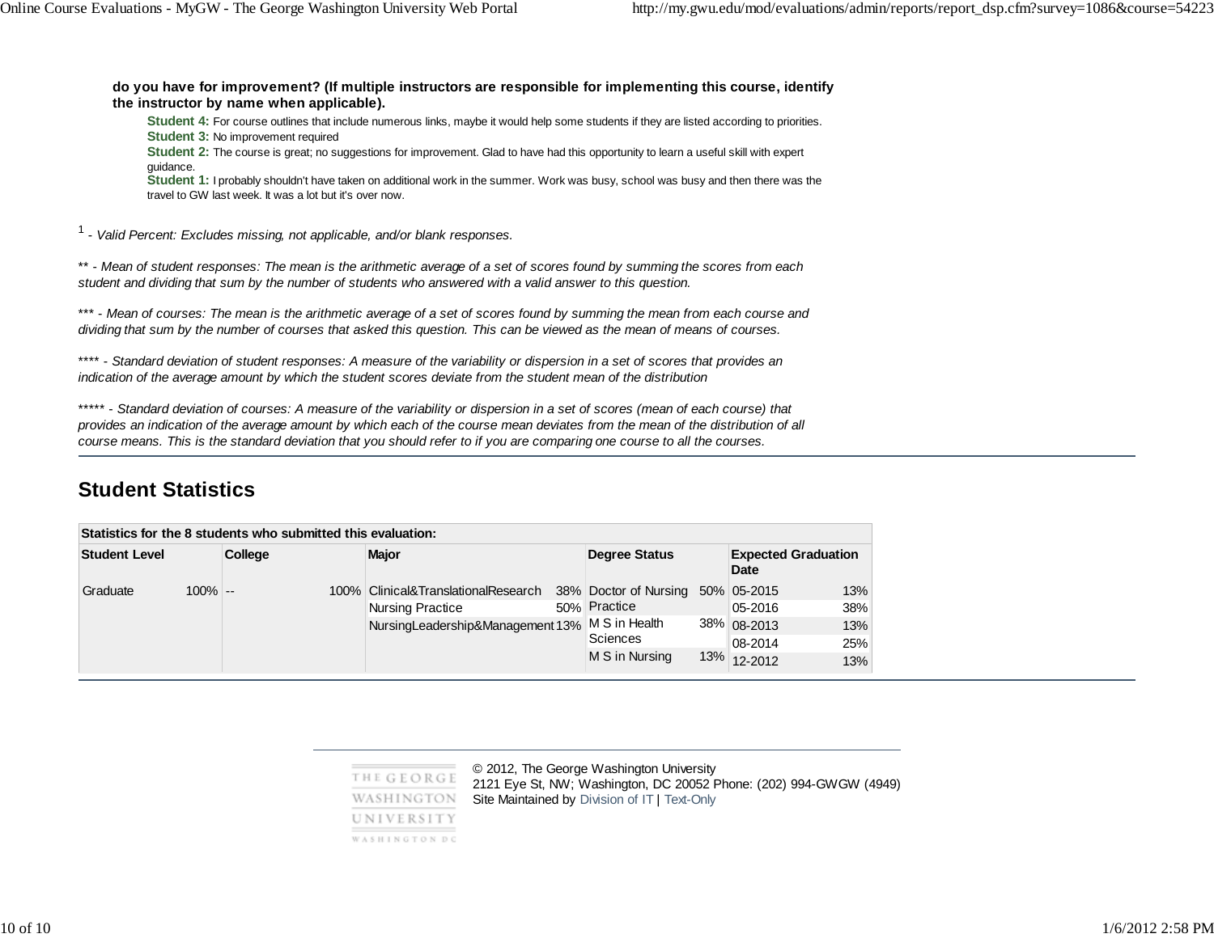**do you have for improvement? (If multiple instructors are responsible for implementing this course, identify the instructor by name when applicable).**

- **Student 4:** For course outlines that include numerous links, maybe it would help some students if they are listed according to priorities.
- **Student 3:** No improvement required
- **Student 2:** The course is great; no suggestions for improvement. Glad to have had this opportunity to learn a useful skill with expert guidance.
- **Student 1:** I probably shouldn't have taken on additional work in the summer. Work was busy, school was busy and then there was the travel to GW last week. It was a lot but it's over now.

[1] - *Valid Percent: Excludes missing, not applicable, and/or blank responses.*

** - *Mean of student responses: The mean is the arithmetic average of a set of scores found by summing the scores from each student and dividing that sum by the number of students who answered with a valid answer to this question.*

*** - *Mean of courses: The mean is the arithmetic average of a set of scores found by summing the mean from each course and dividing that sum by the number of courses that asked this question. This can be viewed as the mean of means of courses.*

**** - *Standard deviation of student responses: A measure of the variability or dispersion in a set of scores that provides an indication of the average amount by which the student scores deviate from the student mean of the distribution*

***** - *Standard deviation of courses: A measure of the variability or dispersion in a set of scores (mean of each course) that provides an indication of the average amount by which each of the course mean deviates from the mean of the distribution of all course means. This is the standard deviation that you should refer to if you are comparing one course to all the courses.*

## Student Statistics

**Statistics for the 8 students who submitted this evaluation:**

| Student Level | | College | | Major | | Degree Status | | Expected Graduation Date | |
|---|---|---|---|---|---|---|---|---|---|
| Graduate | 100% | -- | 100% | Clinical&TranslationalResearch | 38% | Doctor of Nursing Practice | 50% | 05-2015 | 13% |
| | | | | Nursing Practice | 50% | M S in Health Sciences | 38% | 05-2016 | 38% |
| | | | | NursingLeadership&Management | 13% | M S in Nursing | 13% | 08-2013 | 13% |
| | | | | | | | | 08-2014 | 25% |
| | | | | | | | | 12-2012 | 13% |

© 2012, The George Washington University
2121 Eye St, NW; Washington, DC 20052 Phone: (202) 994-GWGW (4949)
Site Maintained by Division of IT | Text-Only